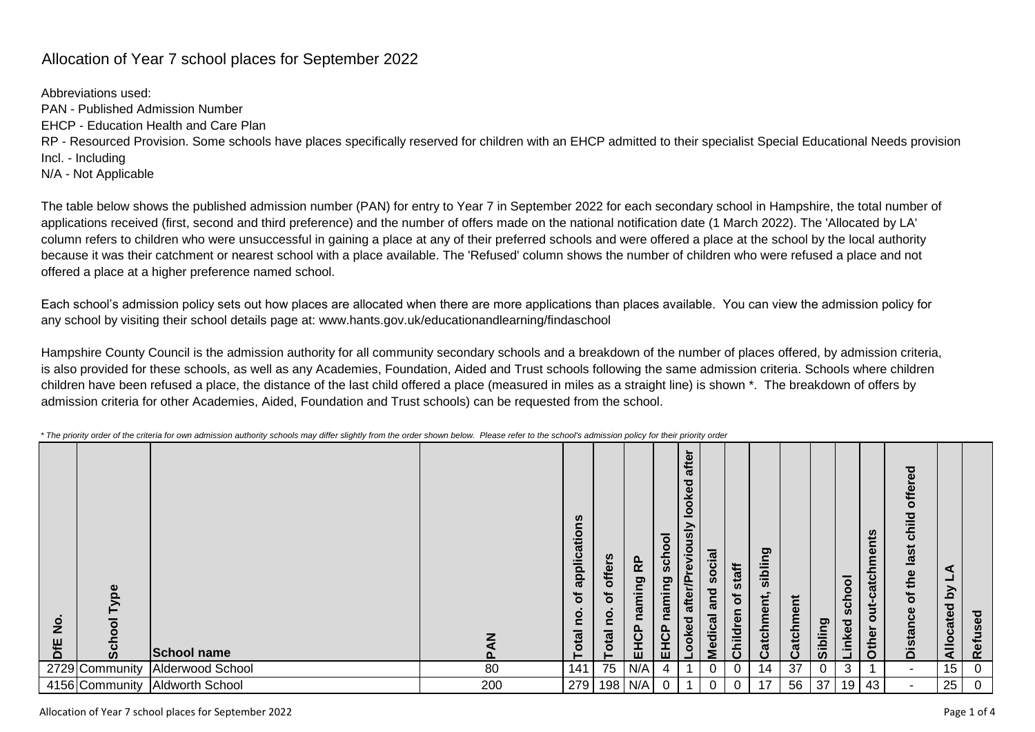# Allocation of Year 7 school places for September 2022

Abbreviations used:
PAN - Published Admission Number
EHCP - Education Health and Care Plan
RP - Resourced Provision. Some schools have places specifically reserved for children with an EHCP admitted to their specialist Special Educational Needs provision
Incl. - Including
N/A - Not Applicable

The table below shows the published admission number (PAN) for entry to Year 7 in September 2022 for each secondary school in Hampshire, the total number of applications received (first, second and third preference) and the number of offers made on the national notification date (1 March 2022). The 'Allocated by LA' column refers to children who were unsuccessful in gaining a place at any of their preferred schools and were offered a place at the school by the local authority because it was their catchment or nearest school with a place available. The 'Refused' column shows the number of children who were refused a place and not offered a place at a higher preference named school.

Each school's admission policy sets out how places are allocated when there are more applications than places available. You can view the admission policy for any school by visiting their school details page at: www.hants.gov.uk/educationandlearning/findaschool

Hampshire County Council is the admission authority for all community secondary schools and a breakdown of the number of places offered, by admission criteria, is also provided for these schools, as well as any Academies, Foundation, Aided and Trust schools following the same admission criteria. Schools where children children have been refused a place, the distance of the last child offered a place (measured in miles as a straight line) is shown *. The breakdown of offers by admission criteria for other Academies, Aided, Foundation and Trust schools) can be requested from the school.

*\* The priority order of the criteria for own admission authority schools may differ slightly from the order shown below. Please refer to the school's admission policy for their priority order*

| DfE No. | School Type | School name | PAN | Total no. of applications | Total no. of offers | EHCP naming RP | EHCP naming school | Looked after/Previously looked after | Medical and social | Children of staff | Catchment, sibling | Catchment | Sibling | Linked school | Other out-catchments | Distance of the last child offered | Allocated by LA | Refused |
|---|---|---|---|---|---|---|---|---|---|---|---|---|---|---|---|---|---|---|
| 2729 | Community | Alderwood School | 80 | 141 | 75 | N/A | 4 | 1 | 0 | 0 | 14 | 37 | 0 | 3 | 1 | - | 15 | 0 |
| 4156 | Community | Aldworth School | 200 | 279 | 198 | N/A | 0 | 1 | 0 | 0 | 17 | 56 | 37 | 19 | 43 | - | 25 | 0 |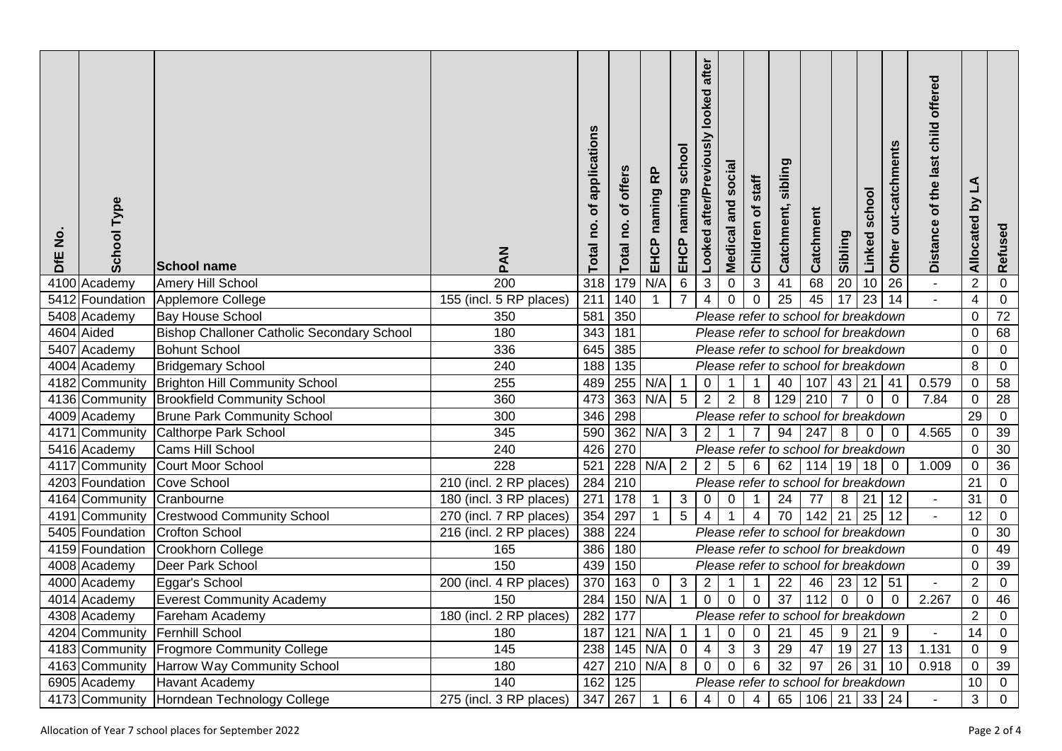| DfE No. | School Type | School name | PAN | Total no. of applications | Total no. of offers | EHCP naming RP | EHCP naming school | Looked after/Previously looked after | Medical and social | Children of staff | Catchment, sibling | Catchment | Sibling | Linked school | Other out-catchments | Distance of the last child offered | Allocated by LA | Refused |
|---|---|---|---|---|---|---|---|---|---|---|---|---|---|---|---|---|---|---|
| 4100 | Academy | Amery Hill School | 200 | 318 | 179 | N/A | 6 | 3 | 0 | 3 | 41 | 68 | 20 | 10 | 26 | - | 2 | 0 |
| 5412 | Foundation | Applemore College | 155 (incl. 5 RP places) | 211 | 140 | 1 | 7 | 4 | 0 | 0 | 25 | 45 | 17 | 23 | 14 | - | 4 | 0 |
| 5408 | Academy | Bay House School | 350 | 581 | 350 | *Please refer to school for breakdown* | | | | | | | | | | | 0 | 72 |
| 4604 | Aided | Bishop Challoner Catholic Secondary School | 180 | 343 | 181 | *Please refer to school for breakdown* | | | | | | | | | | | 0 | 68 |
| 5407 | Academy | Bohunt School | 336 | 645 | 385 | *Please refer to school for breakdown* | | | | | | | | | | | 0 | 0 |
| 4004 | Academy | Bridgemary School | 240 | 188 | 135 | *Please refer to school for breakdown* | | | | | | | | | | | 8 | 0 |
| 4182 | Community | Brighton Hill Community School | 255 | 489 | 255 | N/A | 1 | 0 | 1 | 1 | 40 | 107 | 43 | 21 | 41 | 0.579 | 0 | 58 |
| 4136 | Community | Brookfield Community School | 360 | 473 | 363 | N/A | 5 | 2 | 2 | 8 | 129 | 210 | 7 | 0 | 0 | 7.84 | 0 | 28 |
| 4009 | Academy | Brune Park Community School | 300 | 346 | 298 | *Please refer to school for breakdown* | | | | | | | | | | | 29 | 0 |
| 4171 | Community | Calthorpe Park School | 345 | 590 | 362 | N/A | 3 | 2 | 1 | 7 | 94 | 247 | 8 | 0 | 0 | 4.565 | 0 | 39 |
| 5416 | Academy | Cams Hill School | 240 | 426 | 270 | *Please refer to school for breakdown* | | | | | | | | | | | 0 | 30 |
| 4117 | Community | Court Moor School | 228 | 521 | 228 | N/A | 2 | 2 | 5 | 6 | 62 | 114 | 19 | 18 | 0 | 1.009 | 0 | 36 |
| 4203 | Foundation | Cove School | 210 (incl. 2 RP places) | 284 | 210 | *Please refer to school for breakdown* | | | | | | | | | | | 21 | 0 |
| 4164 | Community | Cranbourne | 180 (incl. 3 RP places) | 271 | 178 | 1 | 3 | 0 | 0 | 1 | 24 | 77 | 8 | 21 | 12 | - | 31 | 0 |
| 4191 | Community | Crestwood Community School | 270 (incl. 7 RP places) | 354 | 297 | 1 | 5 | 4 | 1 | 4 | 70 | 142 | 21 | 25 | 12 | - | 12 | 0 |
| 5405 | Foundation | Crofton School | 216 (incl. 2 RP places) | 388 | 224 | *Please refer to school for breakdown* | | | | | | | | | | | 0 | 30 |
| 4159 | Foundation | Crookhorn College | 165 | 386 | 180 | *Please refer to school for breakdown* | | | | | | | | | | | 0 | 49 |
| 4008 | Academy | Deer Park School | 150 | 439 | 150 | *Please refer to school for breakdown* | | | | | | | | | | | 0 | 39 |
| 4000 | Academy | Eggar's School | 200 (incl. 4 RP places) | 370 | 163 | 0 | 3 | 2 | 1 | 1 | 22 | 46 | 23 | 12 | 51 | - | 2 | 0 |
| 4014 | Academy | Everest Community Academy | 150 | 284 | 150 | N/A | 1 | 0 | 0 | 0 | 37 | 112 | 0 | 0 | 0 | 2.267 | 0 | 46 |
| 4308 | Academy | Fareham Academy | 180 (incl. 2 RP places) | 282 | 177 | *Please refer to school for breakdown* | | | | | | | | | | | 2 | 0 |
| 4204 | Community | Fernhill School | 180 | 187 | 121 | N/A | 1 | 1 | 0 | 0 | 21 | 45 | 9 | 21 | 9 | - | 14 | 0 |
| 4183 | Community | Frogmore Community College | 145 | 238 | 145 | N/A | 0 | 4 | 3 | 3 | 29 | 47 | 19 | 27 | 13 | 1.131 | 0 | 9 |
| 4163 | Community | Harrow Way Community School | 180 | 427 | 210 | N/A | 8 | 0 | 0 | 6 | 32 | 97 | 26 | 31 | 10 | 0.918 | 0 | 39 |
| 6905 | Academy | Havant Academy | 140 | 162 | 125 | *Please refer to school for breakdown* | | | | | | | | | | | 10 | 0 |
| 4173 | Community | Horndean Technology College | 275 (incl. 3 RP places) | 347 | 267 | 1 | 6 | 4 | 0 | 4 | 65 | 106 | 21 | 33 | 24 | - | 3 | 0 |

Allocation of Year 7 school places for September 2022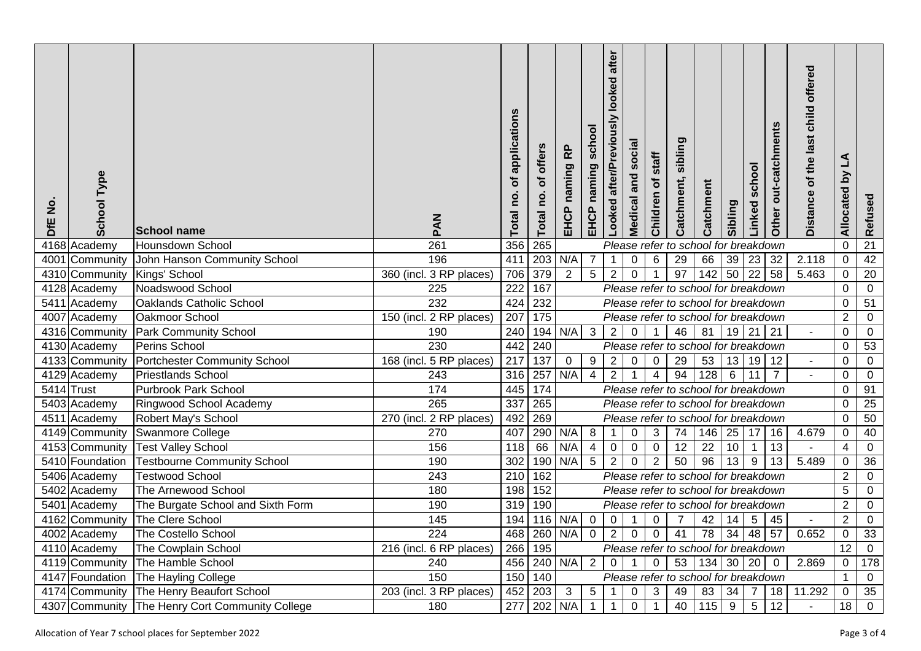| DfE No. | School Type | School name | PAN | Total no. of applications | Total no. of offers | EHCP naming RP | EHCP naming school | Looked after/Previously looked after | Medical and social | Children of staff | Catchment, sibling | Catchment | Sibling | Linked school | Other out-catchments | Distance of the last child offered | Allocated by LA | Refused |
|---|---|---|---|---|---|---|---|---|---|---|---|---|---|---|---|---|---|---|
| 4168 | Academy | Hounsdown School | 261 | 356 | 265 | Please refer to school for breakdown | | | | | | | | | | | 0 | 21 |
| 4001 | Community | John Hanson Community School | 196 | 411 | 203 | N/A | 7 | 1 | 0 | 6 | 29 | 66 | 39 | 23 | 32 | 2.118 | 0 | 42 |
| 4310 | Community | Kings' School | 360 (incl. 3 RP places) | 706 | 379 | 2 | 5 | 2 | 0 | 1 | 97 | 142 | 50 | 22 | 58 | 5.463 | 0 | 20 |
| 4128 | Academy | Noadswood School | 225 | 222 | 167 | Please refer to school for breakdown | | | | | | | | | | | 0 | 0 |
| 5411 | Academy | Oaklands Catholic School | 232 | 424 | 232 | Please refer to school for breakdown | | | | | | | | | | | 0 | 51 |
| 4007 | Academy | Oakmoor School | 150 (incl. 2 RP places) | 207 | 175 | Please refer to school for breakdown | | | | | | | | | | | 2 | 0 |
| 4316 | Community | Park Community School | 190 | 240 | 194 | N/A | 3 | 2 | 0 | 1 | 46 | 81 | 19 | 21 | 21 | - | 0 | 0 |
| 4130 | Academy | Perins School | 230 | 442 | 240 | Please refer to school for breakdown | | | | | | | | | | | 0 | 53 |
| 4133 | Community | Portchester Community School | 168 (incl. 5 RP places) | 217 | 137 | 0 | 9 | 2 | 0 | 0 | 29 | 53 | 13 | 19 | 12 | - | 0 | 0 |
| 4129 | Academy | Priestlands School | 243 | 316 | 257 | N/A | 4 | 2 | 1 | 4 | 94 | 128 | 6 | 11 | 7 | - | 0 | 0 |
| 5414 | Trust | Purbrook Park School | 174 | 445 | 174 | Please refer to school for breakdown | | | | | | | | | | | 0 | 91 |
| 5403 | Academy | Ringwood School Academy | 265 | 337 | 265 | Please refer to school for breakdown | | | | | | | | | | | 0 | 25 |
| 4511 | Academy | Robert May's School | 270 (incl. 2 RP places) | 492 | 269 | Please refer to school for breakdown | | | | | | | | | | | 0 | 50 |
| 4149 | Community | Swanmore College | 270 | 407 | 290 | N/A | 8 | 1 | 0 | 3 | 74 | 146 | 25 | 17 | 16 | 4.679 | 0 | 40 |
| 4153 | Community | Test Valley School | 156 | 118 | 66 | N/A | 4 | 0 | 0 | 0 | 12 | 22 | 10 | 1 | 13 | - | 4 | 0 |
| 5410 | Foundation | Testbourne Community School | 190 | 302 | 190 | N/A | 5 | 2 | 0 | 2 | 50 | 96 | 13 | 9 | 13 | 5.489 | 0 | 36 |
| 5406 | Academy | Testwood School | 243 | 210 | 162 | Please refer to school for breakdown | | | | | | | | | | | 2 | 0 |
| 5402 | Academy | The Arnewood School | 180 | 198 | 152 | Please refer to school for breakdown | | | | | | | | | | | 5 | 0 |
| 5401 | Academy | The Burgate School and Sixth Form | 190 | 319 | 190 | Please refer to school for breakdown | | | | | | | | | | | 2 | 0 |
| 4162 | Community | The Clere School | 145 | 194 | 116 | N/A | 0 | 0 | 1 | 0 | 7 | 42 | 14 | 5 | 45 | - | 2 | 0 |
| 4002 | Academy | The Costello School | 224 | 468 | 260 | N/A | 0 | 2 | 0 | 0 | 41 | 78 | 34 | 48 | 57 | 0.652 | 0 | 33 |
| 4110 | Academy | The Cowplain School | 216 (incl. 6 RP places) | 266 | 195 | Please refer to school for breakdown | | | | | | | | | | | 12 | 0 |
| 4119 | Community | The Hamble School | 240 | 456 | 240 | N/A | 2 | 0 | 1 | 0 | 53 | 134 | 30 | 20 | 0 | 2.869 | 0 | 178 |
| 4147 | Foundation | The Hayling College | 150 | 150 | 140 | Please refer to school for breakdown | | | | | | | | | | | 1 | 0 |
| 4174 | Community | The Henry Beaufort School | 203 (incl. 3 RP places) | 452 | 203 | 3 | 5 | 1 | 0 | 3 | 49 | 83 | 34 | 7 | 18 | 11.292 | 0 | 35 |
| 4307 | Community | The Henry Cort Community College | 180 | 277 | 202 | N/A | 1 | 1 | 0 | 1 | 40 | 115 | 9 | 5 | 12 | - | 18 | 0 |

Allocation of Year 7 school places for September 2022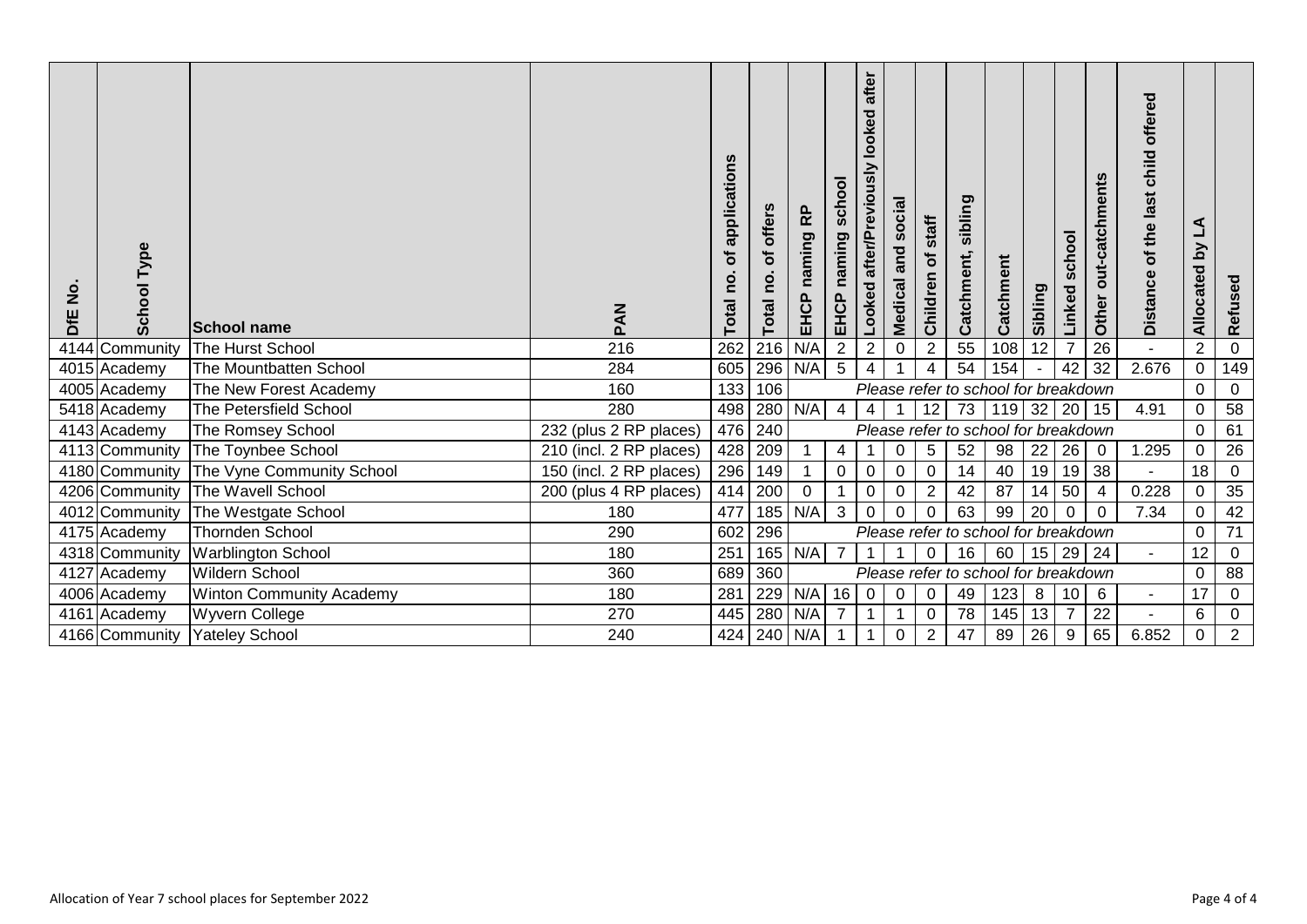| DfE No. | School Type | School name | PAN | Total no. of applications | Total no. of offers | EHCP naming RP | EHCP naming school | Looked after/Previously looked after | Medical and social | Children of staff | Catchment, sibling | Catchment | Sibling | Linked school | Other out-catchments | Distance of the last child offered | Allocated by LA | Refused |
|---|---|---|---|---|---|---|---|---|---|---|---|---|---|---|---|---|---|---|
| 4144 | Community | The Hurst School | 216 | 262 | 216 | N/A | 2 | 2 | 0 | 2 | 55 | 108 | 12 | 7 | 26 | - | 2 | 0 |
| 4015 | Academy | The Mountbatten School | 284 | 605 | 296 | N/A | 5 | 4 | 1 | 4 | 54 | 154 | - | 42 | 32 | 2.676 | 0 | 149 |
| 4005 | Academy | The New Forest Academy | 160 | 133 | 106 | *Please refer to school for breakdown* | | | | | | | | | | | 0 | 0 |
| 5418 | Academy | The Petersfield School | 280 | 498 | 280 | N/A | 4 | 4 | 1 | 12 | 73 | 119 | 32 | 20 | 15 | 4.91 | 0 | 58 |
| 4143 | Academy | The Romsey School | 232 (plus 2 RP places) | 476 | 240 | *Please refer to school for breakdown* | | | | | | | | | | | 0 | 61 |
| 4113 | Community | The Toynbee School | 210 (incl. 2 RP places) | 428 | 209 | 1 | 4 | 1 | 0 | 5 | 52 | 98 | 22 | 26 | 0 | 1.295 | 0 | 26 |
| 4180 | Community | The Vyne Community School | 150 (incl. 2 RP places) | 296 | 149 | 1 | 0 | 0 | 0 | 0 | 14 | 40 | 19 | 19 | 38 | - | 18 | 0 |
| 4206 | Community | The Wavell School | 200 (plus 4 RP places) | 414 | 200 | 0 | 1 | 0 | 0 | 2 | 42 | 87 | 14 | 50 | 4 | 0.228 | 0 | 35 |
| 4012 | Community | The Westgate School | 180 | 477 | 185 | N/A | 3 | 0 | 0 | 0 | 63 | 99 | 20 | 0 | 0 | 7.34 | 0 | 42 |
| 4175 | Academy | Thornden School | 290 | 602 | 296 | *Please refer to school for breakdown* | | | | | | | | | | | 0 | 71 |
| 4318 | Community | Warblington School | 180 | 251 | 165 | N/A | 7 | 1 | 1 | 0 | 16 | 60 | 15 | 29 | 24 | - | 12 | 0 |
| 4127 | Academy | Wildern School | 360 | 689 | 360 | *Please refer to school for breakdown* | | | | | | | | | | | 0 | 88 |
| 4006 | Academy | Winton Community Academy | 180 | 281 | 229 | N/A | 16 | 0 | 0 | 0 | 49 | 123 | 8 | 10 | 6 | - | 17 | 0 |
| 4161 | Academy | Wyvern College | 270 | 445 | 280 | N/A | 7 | 1 | 1 | 0 | 78 | 145 | 13 | 7 | 22 | - | 6 | 0 |
| 4166 | Community | Yateley School | 240 | 424 | 240 | N/A | 1 | 1 | 0 | 2 | 47 | 89 | 26 | 9 | 65 | 6.852 | 0 | 2 |

Allocation of Year 7 school places for September 2022